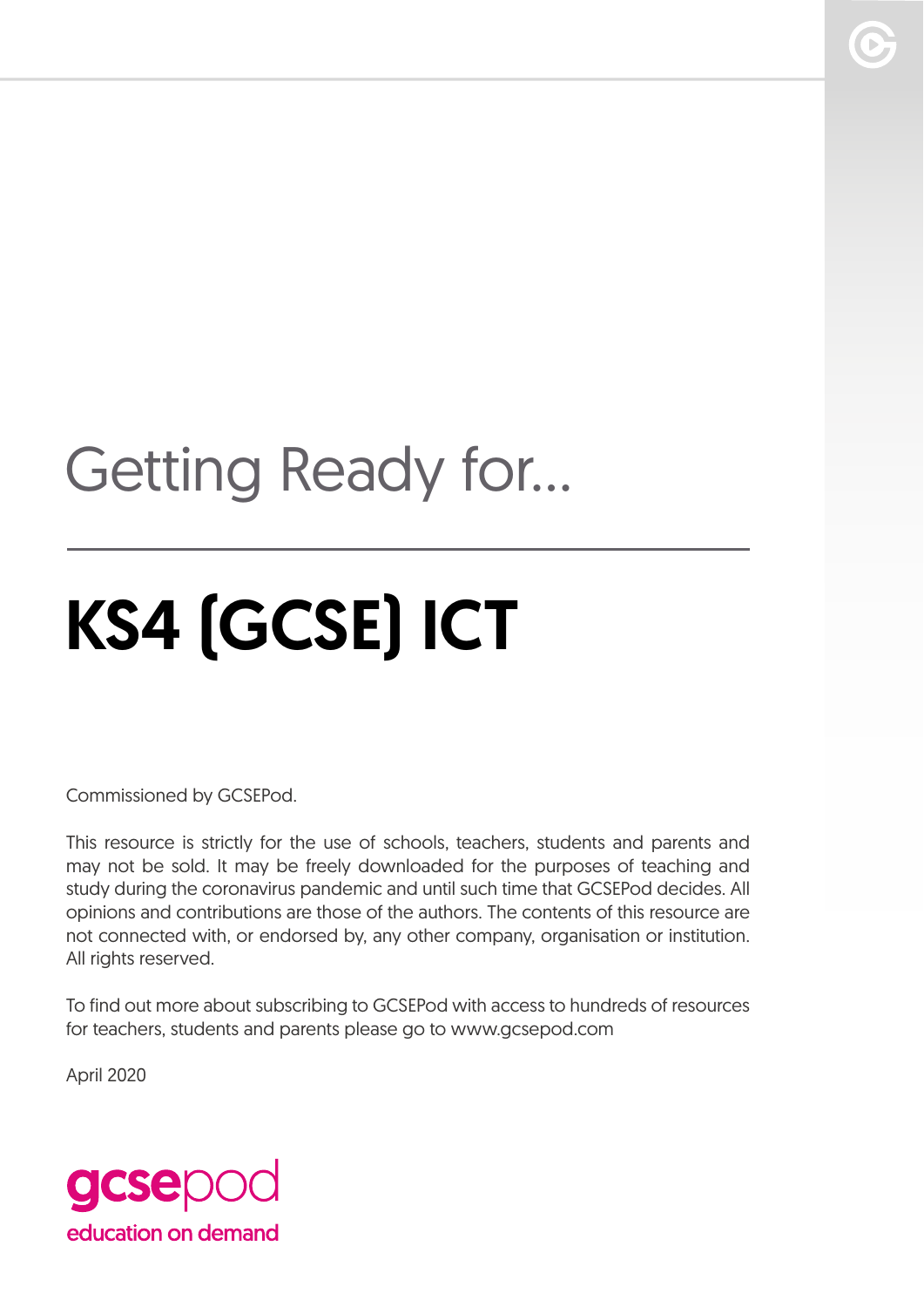Getting Ready for...

# KS4 (GCSE) ICT

Commissioned by GCSEPod.

This resource is strictly for the use of schools, teachers, students and parents and may not be sold. It may be freely downloaded for the purposes of teaching and study during the coronavirus pandemic and until such time that GCSEPod decides. All opinions and contributions are those of the authors. The contents of this resource are not connected with, or endorsed by, any other company, organisation or institution. All rights reserved.

To find out more about subscribing to GCSEPod with access to hundreds of resources for teachers, students and parents please go to www.gcsepod.com

April 2020

gcsepod
education on demand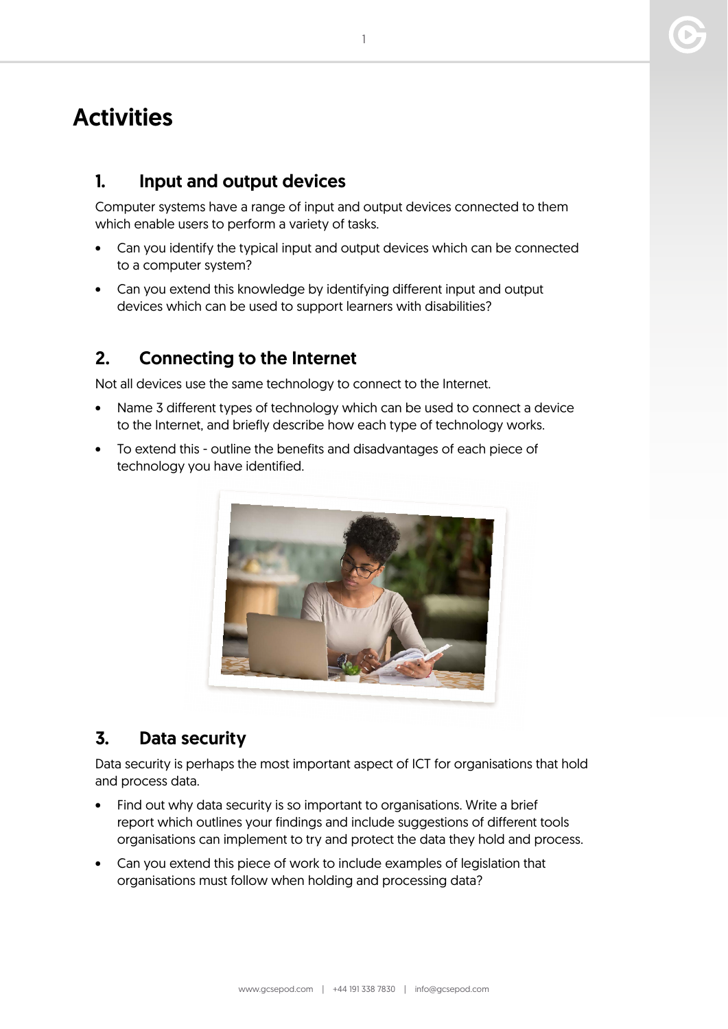# Activities

## 1. Input and output devices

Computer systems have a range of input and output devices connected to them which enable users to perform a variety of tasks.

- Can you identify the typical input and output devices which can be connected to a computer system?
- Can you extend this knowledge by identifying different input and output devices which can be used to support learners with disabilities?

## 2. Connecting to the Internet

Not all devices use the same technology to connect to the Internet.

- Name 3 different types of technology which can be used to connect a device to the Internet, and briefly describe how each type of technology works.
- To extend this - outline the benefits and disadvantages of each piece of technology you have identified.

## 3. Data security

Data security is perhaps the most important aspect of ICT for organisations that hold and process data.

- Find out why data security is so important to organisations. Write a brief report which outlines your findings and include suggestions of different tools organisations can implement to try and protect the data they hold and process.
- Can you extend this piece of work to include examples of legislation that organisations must follow when holding and processing data?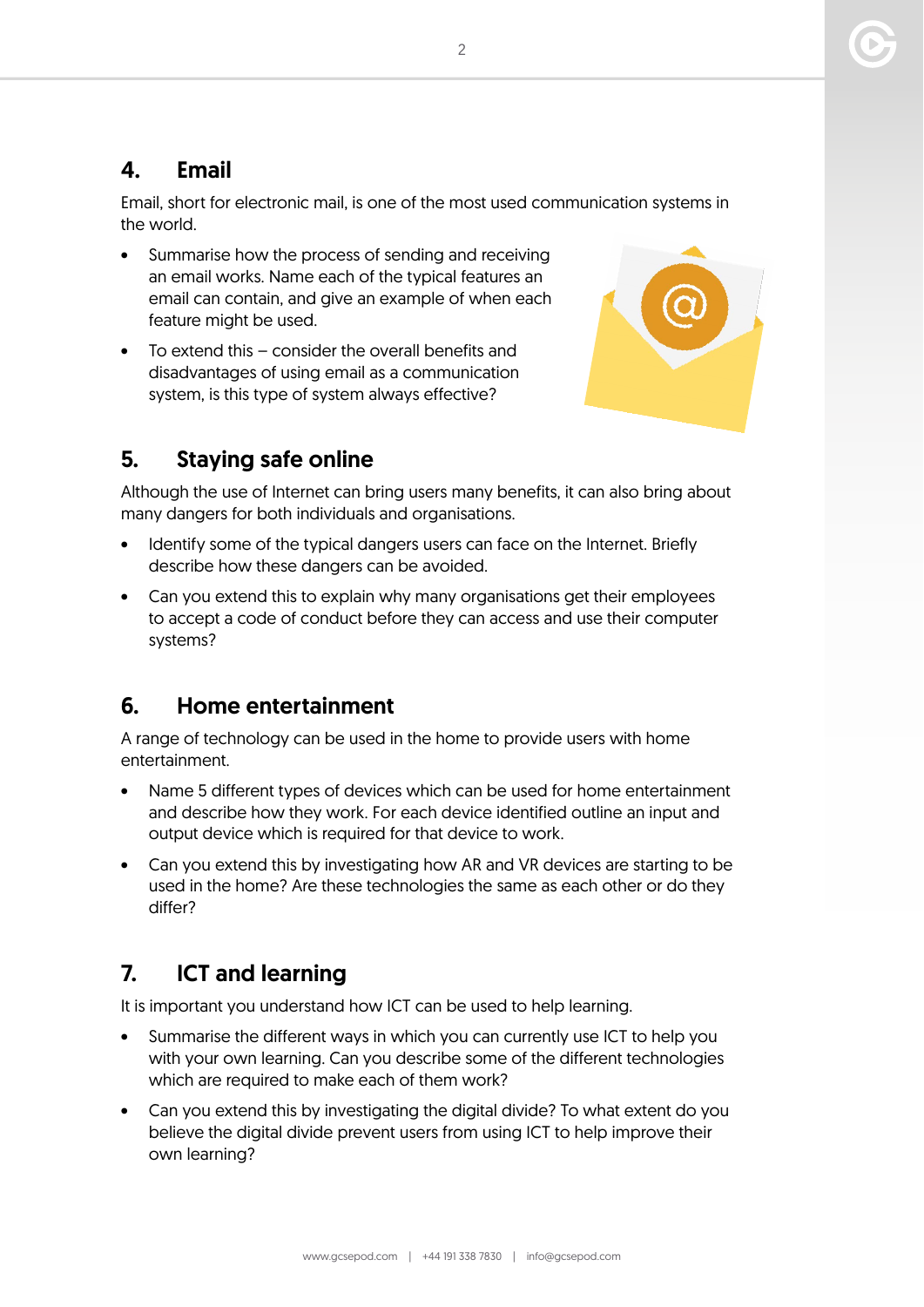## 4. Email

Email, short for electronic mail, is one of the most used communication systems in the world.

- Summarise how the process of sending and receiving an email works. Name each of the typical features an email can contain, and give an example of when each feature might be used.
- To extend this – consider the overall benefits and disadvantages of using email as a communication system, is this type of system always effective?

## 5. Staying safe online

Although the use of Internet can bring users many benefits, it can also bring about many dangers for both individuals and organisations.

- Identify some of the typical dangers users can face on the Internet. Briefly describe how these dangers can be avoided.
- Can you extend this to explain why many organisations get their employees to accept a code of conduct before they can access and use their computer systems?

## 6. Home entertainment

A range of technology can be used in the home to provide users with home entertainment.

- Name 5 different types of devices which can be used for home entertainment and describe how they work. For each device identified outline an input and output device which is required for that device to work.
- Can you extend this by investigating how AR and VR devices are starting to be used in the home? Are these technologies the same as each other or do they differ?

## 7. ICT and learning

It is important you understand how ICT can be used to help learning.

- Summarise the different ways in which you can currently use ICT to help you with your own learning. Can you describe some of the different technologies which are required to make each of them work?
- Can you extend this by investigating the digital divide? To what extent do you believe the digital divide prevent users from using ICT to help improve their own learning?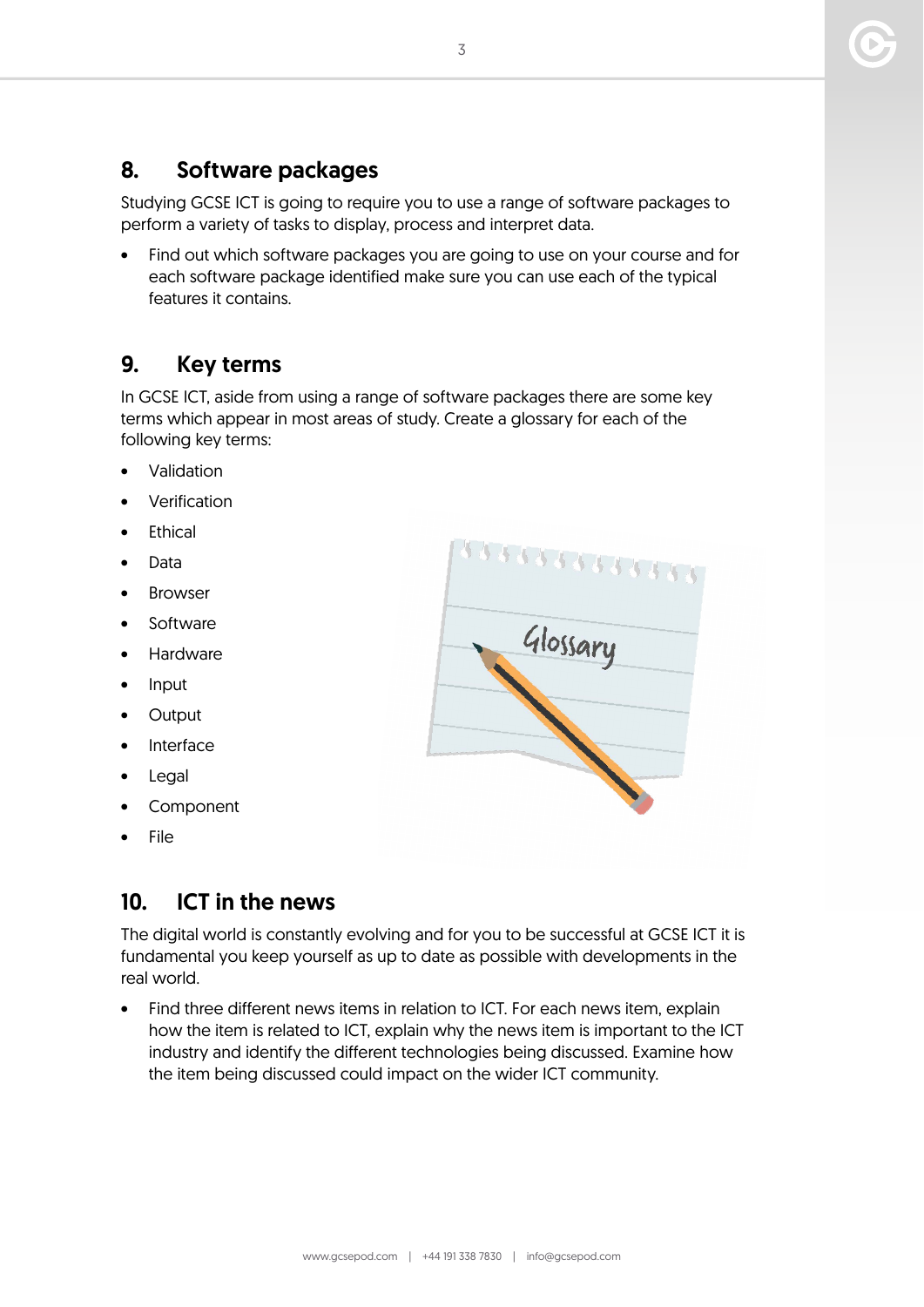## 8. Software packages

Studying GCSE ICT is going to require you to use a range of software packages to perform a variety of tasks to display, process and interpret data.

- Find out which software packages you are going to use on your course and for each software package identified make sure you can use each of the typical features it contains.

## 9. Key terms

In GCSE ICT, aside from using a range of software packages there are some key terms which appear in most areas of study. Create a glossary for each of the following key terms:

- Validation
- Verification
- Ethical
- Data
- Browser
- Software
- Hardware
- Input
- Output
- Interface
- Legal
- Component
- File

## 10. ICT in the news

The digital world is constantly evolving and for you to be successful at GCSE ICT it is fundamental you keep yourself as up to date as possible with developments in the real world.

- Find three different news items in relation to ICT. For each news item, explain how the item is related to ICT, explain why the news item is important to the ICT industry and identify the different technologies being discussed. Examine how the item being discussed could impact on the wider ICT community.